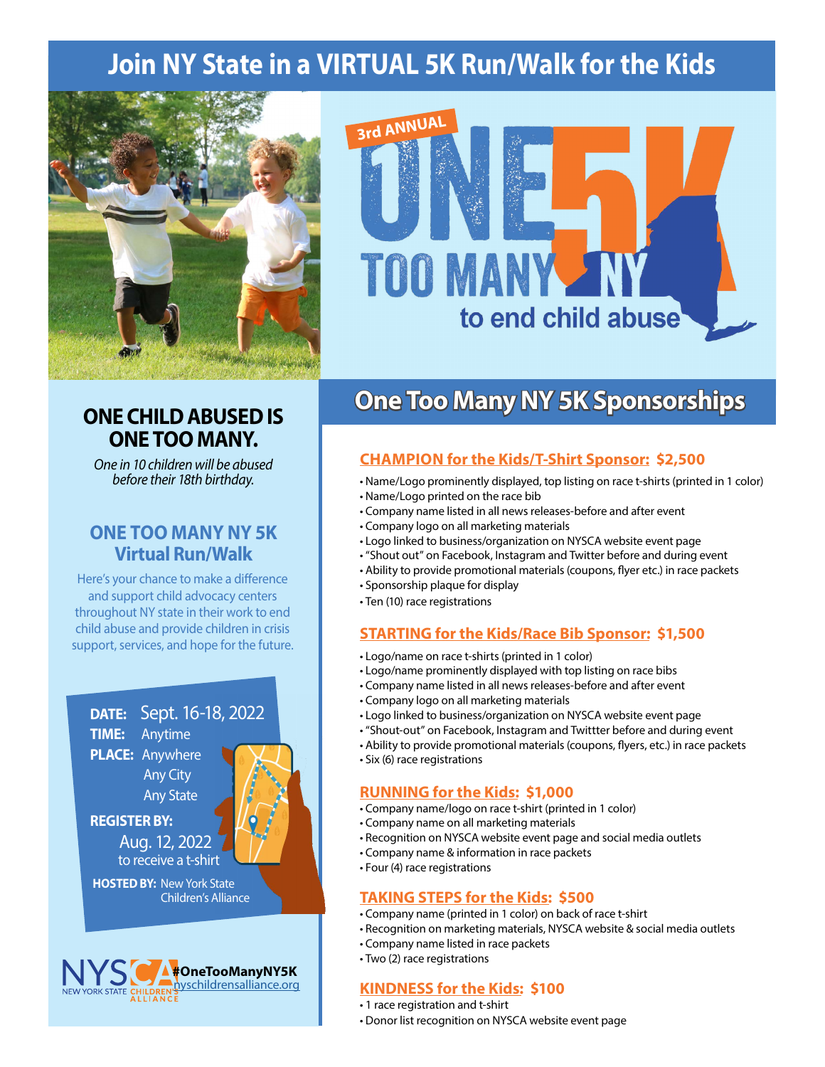# Join NY State in a VIRTUAL 5K Run/Walk for the Kids

3rd ANNUAL

ONE TOO MANY NY 5K

to end child abuse

## ONE CHILD ABUSED IS ONE TOO MANY.

*One in 10 children will be abused before their 18th birthday.*

### ONE TOO MANY NY 5K Virtual Run/Walk

Here's your chance to make a difference and support child advocacy centers throughout NY state in their work to end child abuse and provide children in crisis support, services, and hope for the future.

**DATE:** Sept. 16-18, 2022
**TIME:** Anytime
**PLACE:** Anywhere
Any City
Any State

**REGISTER BY:**
Aug. 12, 2022
to receive a t-shirt

**HOSTED BY:** New York State Children's Alliance

NYSCA NEW YORK STATE CHILDREN'S ALLIANCE
#OneTooManyNY5K
nyschildrensalliance.org

## One Too Many NY 5K Sponsorships

### CHAMPION for the Kids/T-Shirt Sponsor: $2,500

- Name/Logo prominently displayed, top listing on race t-shirts (printed in 1 color)
- Name/Logo printed on the race bib
- Company name listed in all news releases-before and after event
- Company logo on all marketing materials
- Logo linked to business/organization on NYSCA website event page
- "Shout out" on Facebook, Instagram and Twitter before and during event
- Ability to provide promotional materials (coupons, flyer etc.) in race packets
- Sponsorship plaque for display
- Ten (10) race registrations

### STARTING for the Kids/Race Bib Sponsor: $1,500

- Logo/name on race t-shirts (printed in 1 color)
- Logo/name prominently displayed with top listing on race bibs
- Company name listed in all news releases-before and after event
- Company logo on all marketing materials
- Logo linked to business/organization on NYSCA website event page
- "Shout-out" on Facebook, Instagram and Twittter before and during event
- Ability to provide promotional materials (coupons, flyers, etc.) in race packets
- Six (6) race registrations

### RUNNING for the Kids: $1,000

- Company name/logo on race t-shirt (printed in 1 color)
- Company name on all marketing materials
- Recognition on NYSCA website event page and social media outlets
- Company name & information in race packets
- Four (4) race registrations

### TAKING STEPS for the Kids: $500

- Company name (printed in 1 color) on back of race t-shirt
- Recognition on marketing materials, NYSCA website & social media outlets
- Company name listed in race packets
- Two (2) race registrations

### KINDNESS for the Kids: $100

- 1 race registration and t-shirt
- Donor list recognition on NYSCA website event page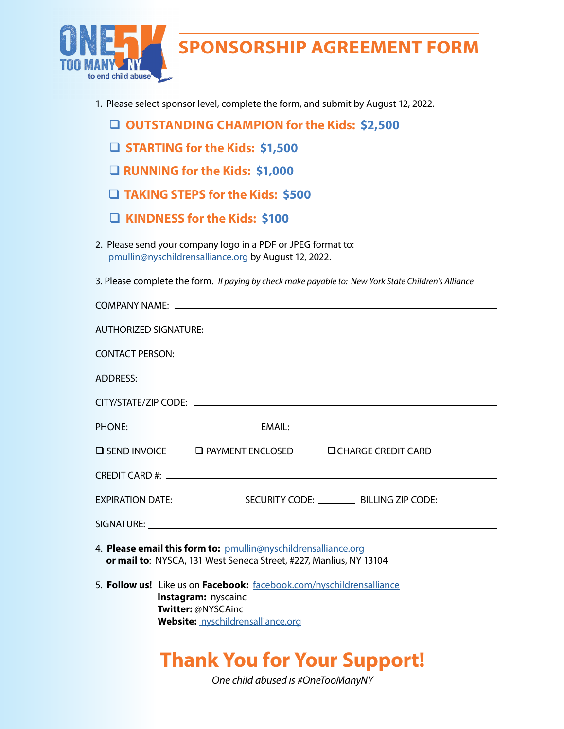# SPONSORSHIP AGREEMENT FORM

1. Please select sponsor level, complete the form, and submit by August 12, 2022.

   - ❑ **OUTSTANDING CHAMPION for the Kids: $2,500**
   - ❑ **STARTING for the Kids: $1,500**
   - ❑ **RUNNING for the Kids: $1,000**
   - ❑ **TAKING STEPS for the Kids: $500**
   - ❑ **KINDNESS for the Kids: $100**

2. Please send your company logo in a PDF or JPEG format to: pmullin@nyschildrensalliance.org by August 12, 2022.

3. Please complete the form. *If paying by check make payable to: New York State Children's Alliance*

COMPANY NAME: ______________________________

AUTHORIZED SIGNATURE: ______________________________

CONTACT PERSON: ______________________________

ADDRESS: ______________________________

CITY/STATE/ZIP CODE: ______________________________

PHONE: ______________ EMAIL: ______________

❑ SEND INVOICE ❑ PAYMENT ENCLOSED ❑ CHARGE CREDIT CARD

CREDIT CARD #: ______________________________

EXPIRATION DATE: __________ SECURITY CODE: ______ BILLING ZIP CODE: __________

SIGNATURE: ______________________________

4. **Please email this form to:** pmullin@nyschildrensalliance.org
   **or mail to**: NYSCA, 131 West Seneca Street, #227, Manlius, NY 13104

5. **Follow us!** Like us on **Facebook:** facebook.com/nyschildrensalliance
   **Instagram:** nyscainc
   **Twitter:** @NYSCAinc
   **Website:** nyschildrensalliance.org

## Thank You for Your Support!

*One child abused is #OneTooManyNY*